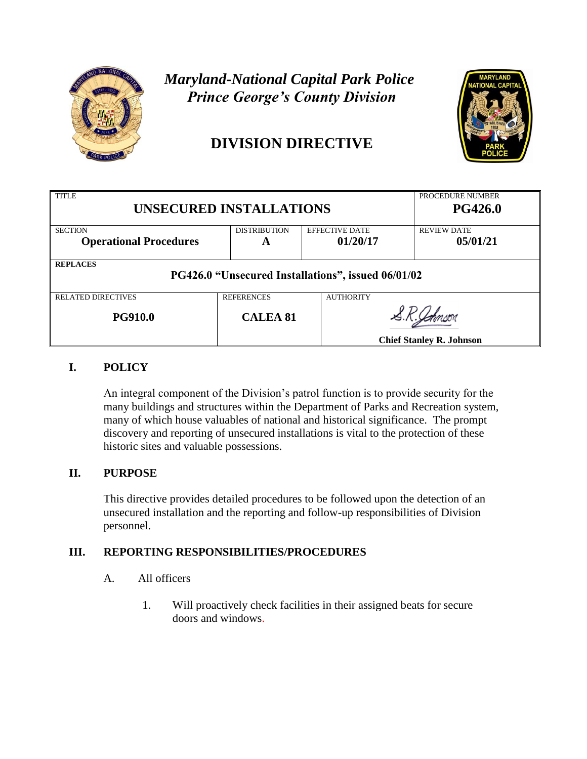# *Maryland-National Capital Park Police*
# *Prince George's County Division*

## DIVISION DIRECTIVE

| TITLE | | | PROCEDURE NUMBER |
|---|---|---|---|
| **UNSECURED INSTALLATIONS** | | | **PG426.0** |
| SECTION<br>**Operational Procedures** | DISTRIBUTION<br>**A** | EFFECTIVE DATE<br>**01/20/17** | REVIEW DATE<br>**05/01/21** |
| **REPLACES**<br>**PG426.0 "Unsecured Installations", issued 06/01/02** | | | |
| RELATED DIRECTIVES<br>**PG910.0** | REFERENCES<br>**CALEA 81** | AUTHORITY<br>S.R.Johnson<br>**Chief Stanley R. Johnson** | |

## I. POLICY

An integral component of the Division's patrol function is to provide security for the many buildings and structures within the Department of Parks and Recreation system, many of which house valuables of national and historical significance. The prompt discovery and reporting of unsecured installations is vital to the protection of these historic sites and valuable possessions.

## II. PURPOSE

This directive provides detailed procedures to be followed upon the detection of an unsecured installation and the reporting and follow-up responsibilities of Division personnel.

## III. REPORTING RESPONSIBILITIES/PROCEDURES

A. All officers

1. Will proactively check facilities in their assigned beats for secure doors and windows.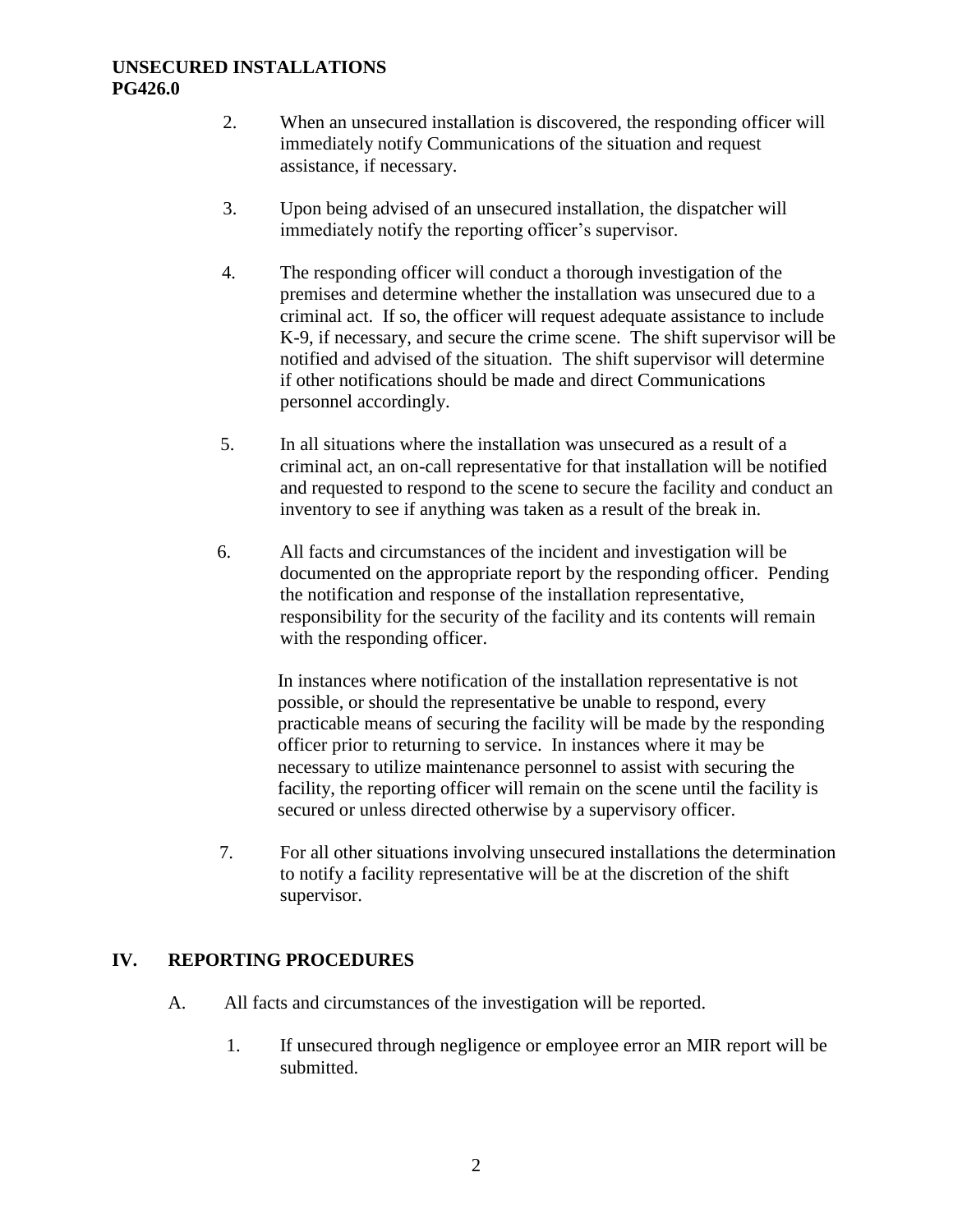2. When an unsecured installation is discovered, the responding officer will immediately notify Communications of the situation and request assistance, if necessary.

3. Upon being advised of an unsecured installation, the dispatcher will immediately notify the reporting officer's supervisor.

4. The responding officer will conduct a thorough investigation of the premises and determine whether the installation was unsecured due to a criminal act. If so, the officer will request adequate assistance to include K-9, if necessary, and secure the crime scene. The shift supervisor will be notified and advised of the situation. The shift supervisor will determine if other notifications should be made and direct Communications personnel accordingly.

5. In all situations where the installation was unsecured as a result of a criminal act, an on-call representative for that installation will be notified and requested to respond to the scene to secure the facility and conduct an inventory to see if anything was taken as a result of the break in.

6. All facts and circumstances of the incident and investigation will be documented on the appropriate report by the responding officer. Pending the notification and response of the installation representative, responsibility for the security of the facility and its contents will remain with the responding officer.

   In instances where notification of the installation representative is not possible, or should the representative be unable to respond, every practicable means of securing the facility will be made by the responding officer prior to returning to service. In instances where it may be necessary to utilize maintenance personnel to assist with securing the facility, the reporting officer will remain on the scene until the facility is secured or unless directed otherwise by a supervisory officer.

7. For all other situations involving unsecured installations the determination to notify a facility representative will be at the discretion of the shift supervisor.

## IV. REPORTING PROCEDURES

A. All facts and circumstances of the investigation will be reported.

   1. If unsecured through negligence or employee error an MIR report will be submitted.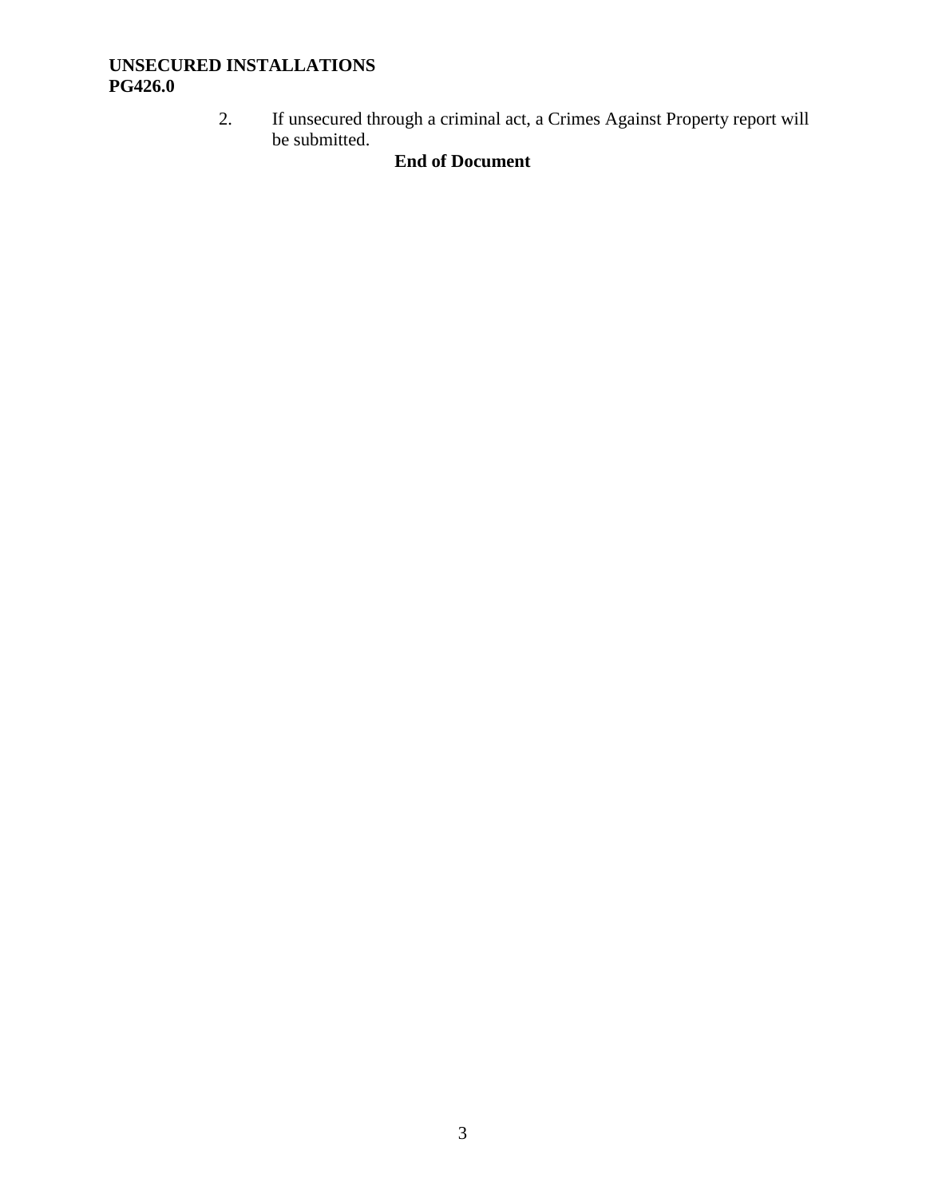2. If unsecured through a criminal act, a Crimes Against Property report will be submitted.

**End of Document**